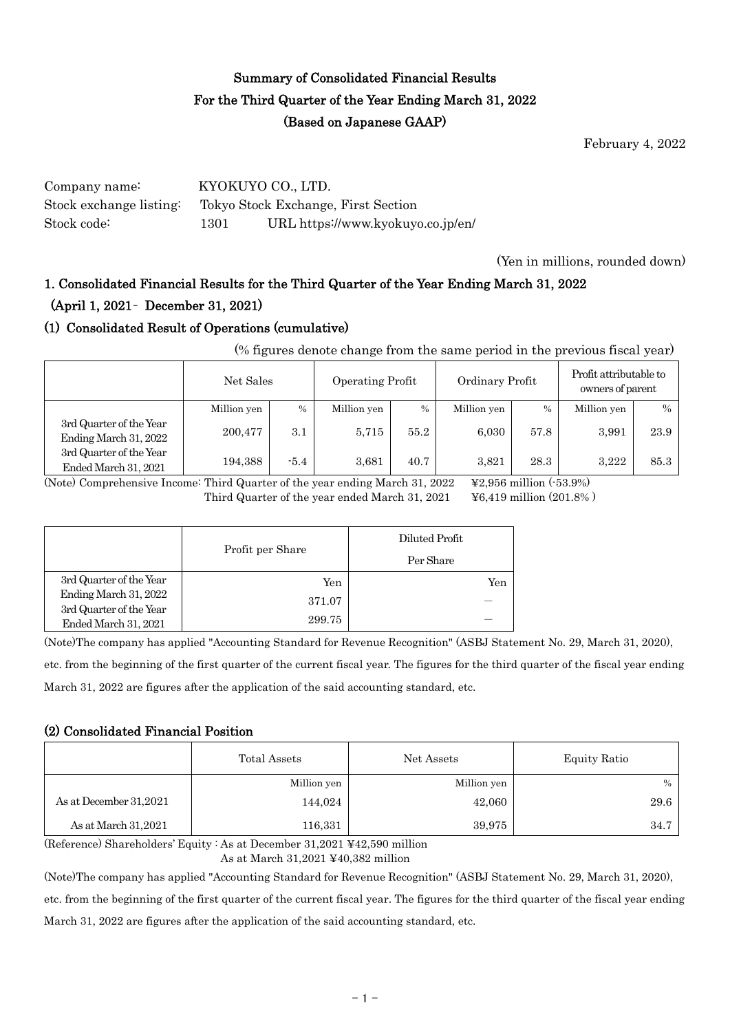# Summary of Consolidated Financial Results
# For the Third Quarter of the Year Ending March 31, 2022
# (Based on Japanese GAAP)

February 4, 2022

Company name: KYOKUYO CO., LTD.
Stock exchange listing: Tokyo Stock Exchange, First Section
Stock code: 1301 URL https://www.kyokuyo.co.jp/en/

(Yen in millions, rounded down)

## 1. Consolidated Financial Results for the Third Quarter of the Year Ending March 31, 2022 (April 1, 2021 - December 31, 2021)

### (1) Consolidated Result of Operations (cumulative)

(% figures denote change from the same period in the previous fiscal year)

| | Net Sales | | Operating Profit | | Ordinary Profit | | Profit attributable to owners of parent | |
|---|---|---|---|---|---|---|---|---|
| | Million yen | % | Million yen | % | Million yen | % | Million yen | % |
| 3rd Quarter of the Year Ending March 31, 2022 | 200,477 | 3.1 | 5,715 | 55.2 | 6,030 | 57.8 | 3,991 | 23.9 |
| 3rd Quarter of the Year Ended March 31, 2021 | 194,388 | -5.4 | 3,681 | 40.7 | 3,821 | 28.3 | 3,222 | 85.3 |

(Note) Comprehensive Income: Third Quarter of the year ending March 31, 2022 ¥2,956 million (-53.9%)
Third Quarter of the year ended March 31, 2021 ¥6,419 million (201.8% )

| | Profit per Share | Diluted Profit Per Share |
|---|---|---|
| | Yen | Yen |
| 3rd Quarter of the Year Ending March 31, 2022 | 371.07 | ― |
| 3rd Quarter of the Year Ended March 31, 2021 | 299.75 | ― |

(Note)The company has applied "Accounting Standard for Revenue Recognition" (ASBJ Statement No. 29, March 31, 2020), etc. from the beginning of the first quarter of the current fiscal year. The figures for the third quarter of the fiscal year ending March 31, 2022 are figures after the application of the said accounting standard, etc.

### (2) Consolidated Financial Position

| | Total Assets | Net Assets | Equity Ratio |
|---|---|---|---|
| | Million yen | Million yen | % |
| As at December 31,2021 | 144,024 | 42,060 | 29.6 |
| As at March 31,2021 | 116,331 | 39,975 | 34.7 |

(Reference) Shareholders' Equity : As at December 31,2021 ¥42,590 million
As at March 31,2021 ¥40,382 million

(Note)The company has applied "Accounting Standard for Revenue Recognition" (ASBJ Statement No. 29, March 31, 2020), etc. from the beginning of the first quarter of the current fiscal year. The figures for the third quarter of the fiscal year ending March 31, 2022 are figures after the application of the said accounting standard, etc.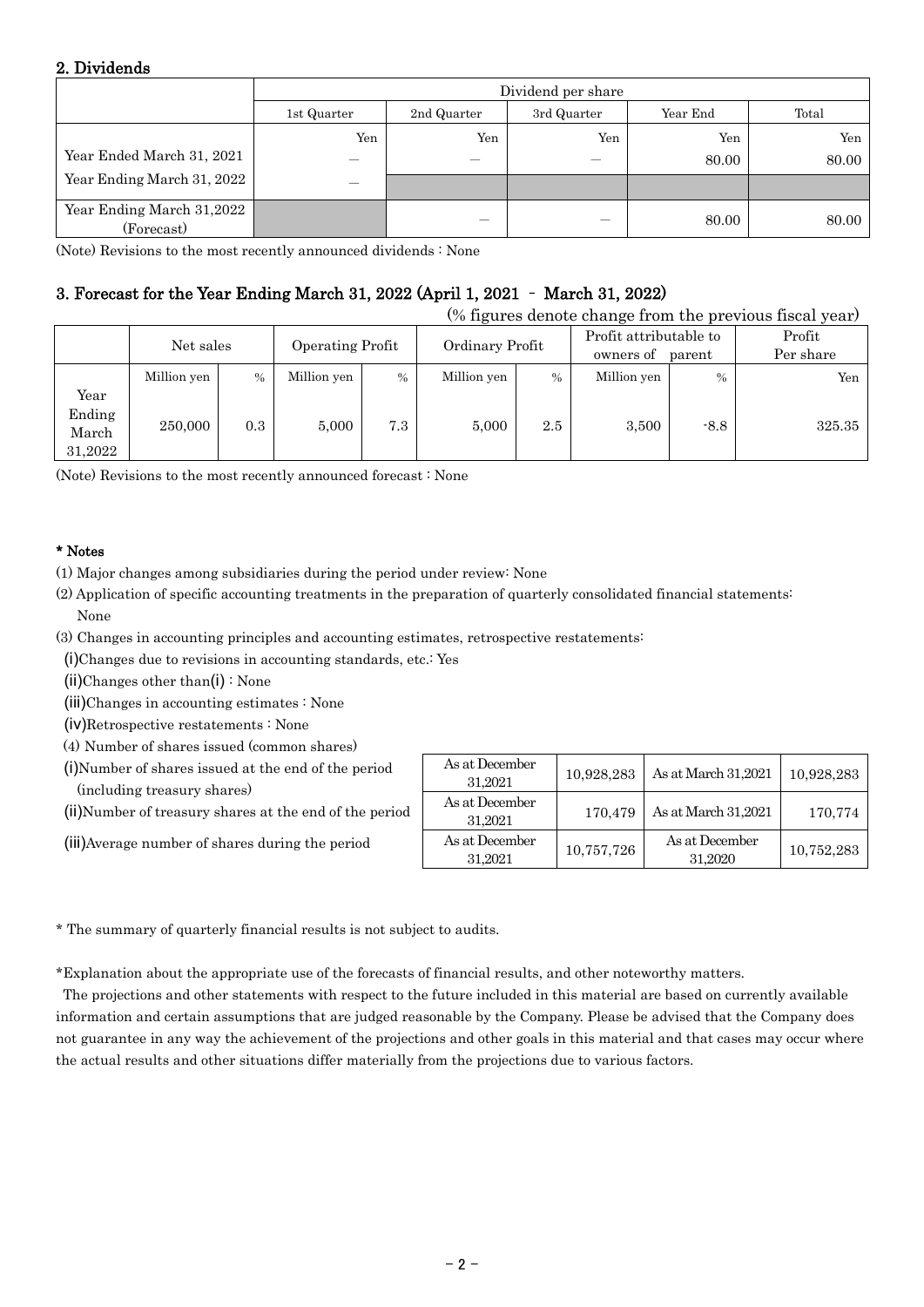## 2. Dividends

| | Dividend per share | | | | |
|---|---|---|---|---|---|
| | 1st Quarter | 2nd Quarter | 3rd Quarter | Year End | Total |
| | Yen | Yen | Yen | Yen | Yen |
| Year Ended March 31, 2021 | ― | ― | ― | 80.00 | 80.00 |
| Year Ending March 31, 2022 | ― | | | | |
| Year Ending March 31,2022 (Forecast) | | ― | ― | 80.00 | 80.00 |

(Note) Revisions to the most recently announced dividends : None

## 3. Forecast for the Year Ending March 31, 2022 (April 1, 2021 - March 31, 2022)

(% figures denote change from the previous fiscal year)

| | Net sales | | Operating Profit | | Ordinary Profit | | Profit attributable to owners of parent | | Profit Per share |
|---|---|---|---|---|---|---|---|---|---|
| | Million yen | % | Million yen | % | Million yen | % | Million yen | % | Yen |
| Year Ending March 31,2022 | 250,000 | 0.3 | 5,000 | 7.3 | 5,000 | 2.5 | 3,500 | -8.8 | 325.35 |

(Note) Revisions to the most recently announced forecast : None

**\* Notes**

(1) Major changes among subsidiaries during the period under review: None

(2) Application of specific accounting treatments in the preparation of quarterly consolidated financial statements: None

(3) Changes in accounting principles and accounting estimates, retrospective restatements:

(i)Changes due to revisions in accounting standards, etc.: Yes

(ii)Changes other than(i) : None

(iii)Changes in accounting estimates : None

(iv)Retrospective restatements : None

(4) Number of shares issued (common shares)

| | | | | |
|---|---|---|---|---|
| (i)Number of shares issued at the end of the period (including treasury shares) | As at December 31,2021 | 10,928,283 | As at March 31,2021 | 10,928,283 |
| (ii)Number of treasury shares at the end of the period | As at December 31,2021 | 170,479 | As at March 31,2021 | 170,774 |
| (iii)Average number of shares during the period | As at December 31,2021 | 10,757,726 | As at December 31,2020 | 10,752,283 |

\* The summary of quarterly financial results is not subject to audits.

\*Explanation about the appropriate use of the forecasts of financial results, and other noteworthy matters.

The projections and other statements with respect to the future included in this material are based on currently available information and certain assumptions that are judged reasonable by the Company. Please be advised that the Company does not guarantee in any way the achievement of the projections and other goals in this material and that cases may occur where the actual results and other situations differ materially from the projections due to various factors.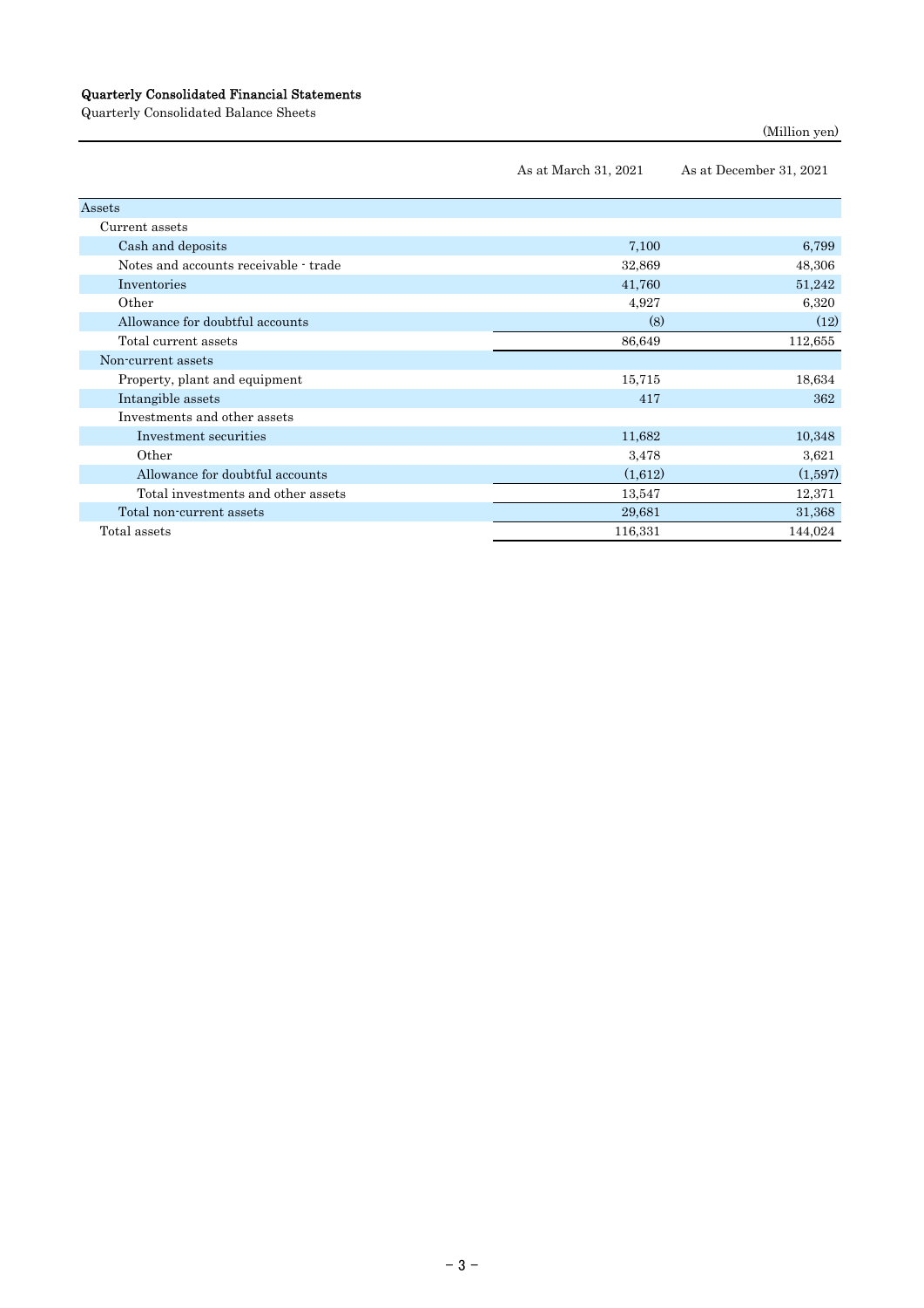# Quarterly Consolidated Financial Statements

Quarterly Consolidated Balance Sheets

(Million yen)

| | As at March 31, 2021 | As at December 31, 2021 |
|---|---|---|
| Assets | | |
| Current assets | | |
| Cash and deposits | 7,100 | 6,799 |
| Notes and accounts receivable - trade | 32,869 | 48,306 |
| Inventories | 41,760 | 51,242 |
| Other | 4,927 | 6,320 |
| Allowance for doubtful accounts | (8) | (12) |
| Total current assets | 86,649 | 112,655 |
| Non-current assets | | |
| Property, plant and equipment | 15,715 | 18,634 |
| Intangible assets | 417 | 362 |
| Investments and other assets | | |
| Investment securities | 11,682 | 10,348 |
| Other | 3,478 | 3,621 |
| Allowance for doubtful accounts | (1,612) | (1,597) |
| Total investments and other assets | 13,547 | 12,371 |
| Total non-current assets | 29,681 | 31,368 |
| Total assets | 116,331 | 144,024 |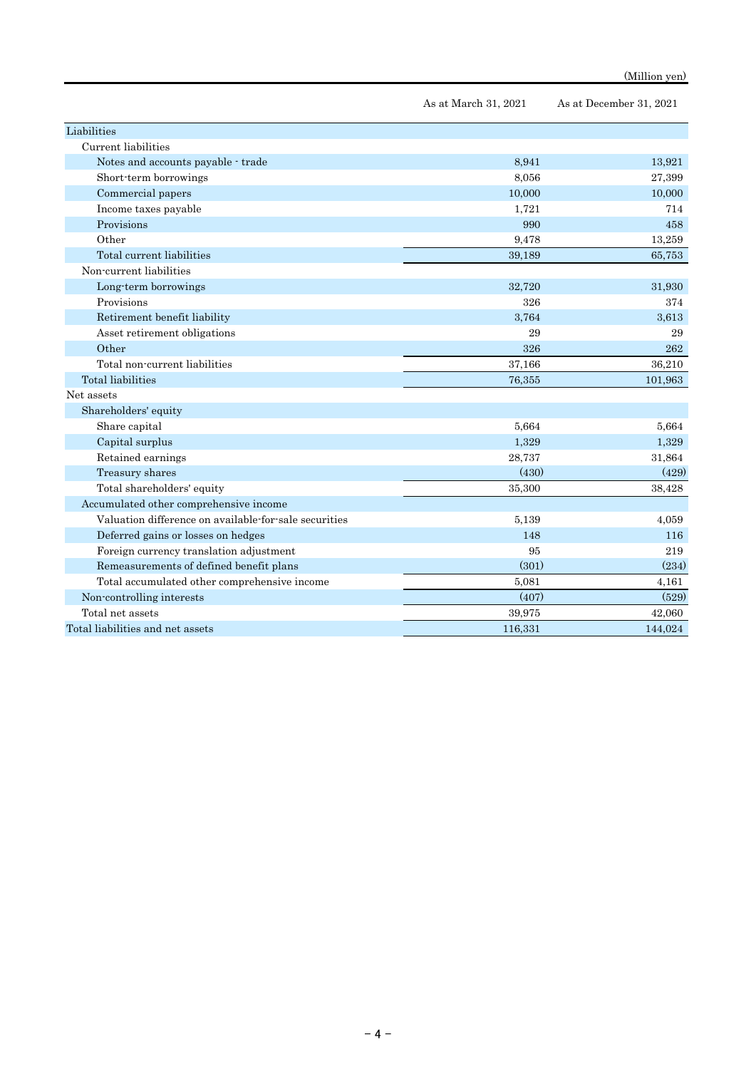(Million yen)

| | As at March 31, 2021 | As at December 31, 2021 |
|---|---|---|
| Liabilities | | |
| Current liabilities | | |
| Notes and accounts payable - trade | 8,941 | 13,921 |
| Short-term borrowings | 8,056 | 27,399 |
| Commercial papers | 10,000 | 10,000 |
| Income taxes payable | 1,721 | 714 |
| Provisions | 990 | 458 |
| Other | 9,478 | 13,259 |
| Total current liabilities | 39,189 | 65,753 |
| Non-current liabilities | | |
| Long-term borrowings | 32,720 | 31,930 |
| Provisions | 326 | 374 |
| Retirement benefit liability | 3,764 | 3,613 |
| Asset retirement obligations | 29 | 29 |
| Other | 326 | 262 |
| Total non-current liabilities | 37,166 | 36,210 |
| Total liabilities | 76,355 | 101,963 |
| Net assets | | |
| Shareholders' equity | | |
| Share capital | 5,664 | 5,664 |
| Capital surplus | 1,329 | 1,329 |
| Retained earnings | 28,737 | 31,864 |
| Treasury shares | (430) | (429) |
| Total shareholders' equity | 35,300 | 38,428 |
| Accumulated other comprehensive income | | |
| Valuation difference on available-for-sale securities | 5,139 | 4,059 |
| Deferred gains or losses on hedges | 148 | 116 |
| Foreign currency translation adjustment | 95 | 219 |
| Remeasurements of defined benefit plans | (301) | (234) |
| Total accumulated other comprehensive income | 5,081 | 4,161 |
| Non-controlling interests | (407) | (529) |
| Total net assets | 39,975 | 42,060 |
| Total liabilities and net assets | 116,331 | 144,024 |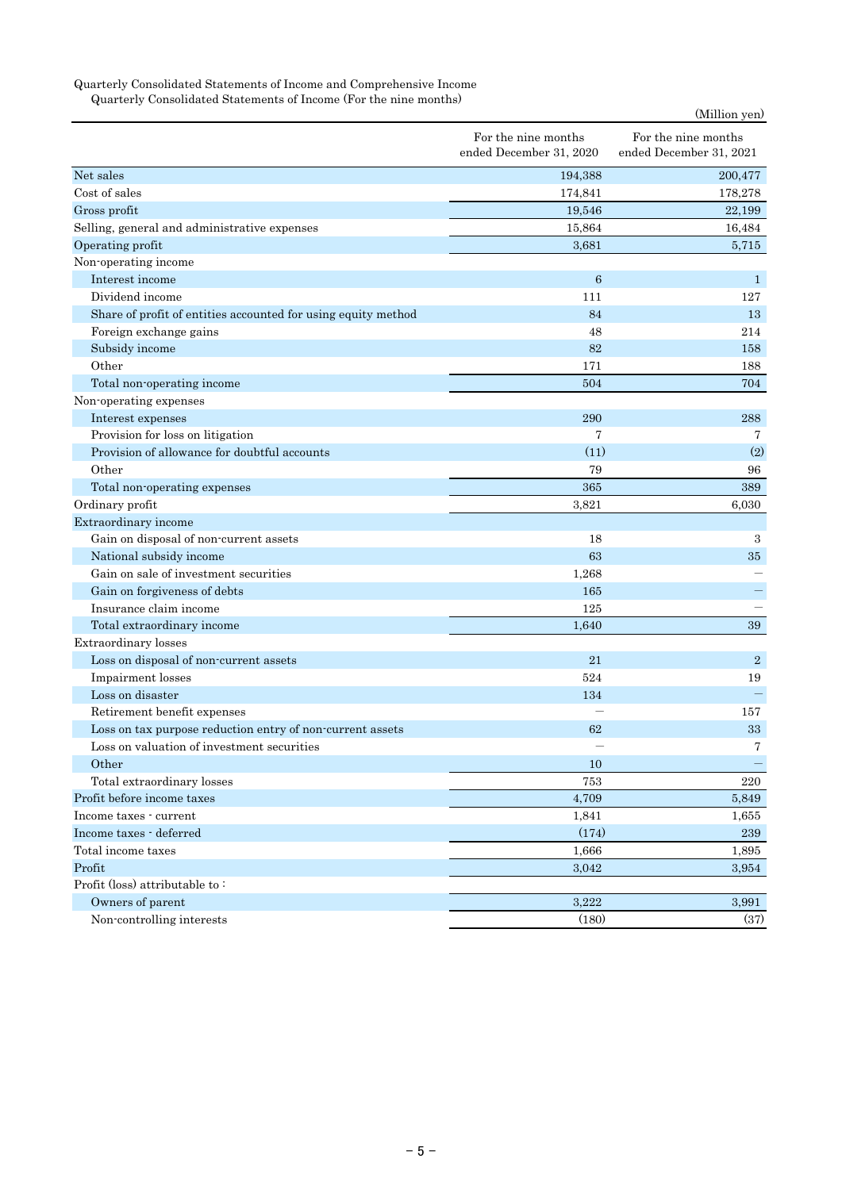Quarterly Consolidated Statements of Income and Comprehensive Income

Quarterly Consolidated Statements of Income (For the nine months)

(Million yen)

| | For the nine months ended December 31, 2020 | For the nine months ended December 31, 2021 |
|---|---|---|
| Net sales | 194,388 | 200,477 |
| Cost of sales | 174,841 | 178,278 |
| Gross profit | 19,546 | 22,199 |
| Selling, general and administrative expenses | 15,864 | 16,484 |
| Operating profit | 3,681 | 5,715 |
| Non-operating income | | |
| Interest income | 6 | 1 |
| Dividend income | 111 | 127 |
| Share of profit of entities accounted for using equity method | 84 | 13 |
| Foreign exchange gains | 48 | 214 |
| Subsidy income | 82 | 158 |
| Other | 171 | 188 |
| Total non-operating income | 504 | 704 |
| Non-operating expenses | | |
| Interest expenses | 290 | 288 |
| Provision for loss on litigation | 7 | 7 |
| Provision of allowance for doubtful accounts | (11) | (2) |
| Other | 79 | 96 |
| Total non-operating expenses | 365 | 389 |
| Ordinary profit | 3,821 | 6,030 |
| Extraordinary income | | |
| Gain on disposal of non-current assets | 18 | 3 |
| National subsidy income | 63 | 35 |
| Gain on sale of investment securities | 1,268 | ― |
| Gain on forgiveness of debts | 165 | ― |
| Insurance claim income | 125 | ― |
| Total extraordinary income | 1,640 | 39 |
| Extraordinary losses | | |
| Loss on disposal of non-current assets | 21 | 2 |
| Impairment losses | 524 | 19 |
| Loss on disaster | 134 | ― |
| Retirement benefit expenses | ― | 157 |
| Loss on tax purpose reduction entry of non-current assets | 62 | 33 |
| Loss on valuation of investment securities | ― | 7 |
| Other | 10 | ― |
| Total extraordinary losses | 753 | 220 |
| Profit before income taxes | 4,709 | 5,849 |
| Income taxes - current | 1,841 | 1,655 |
| Income taxes - deferred | (174) | 239 |
| Total income taxes | 1,666 | 1,895 |
| Profit | 3,042 | 3,954 |
| Profit (loss) attributable to : | | |
| Owners of parent | 3,222 | 3,991 |
| Non-controlling interests | (180) | (37) |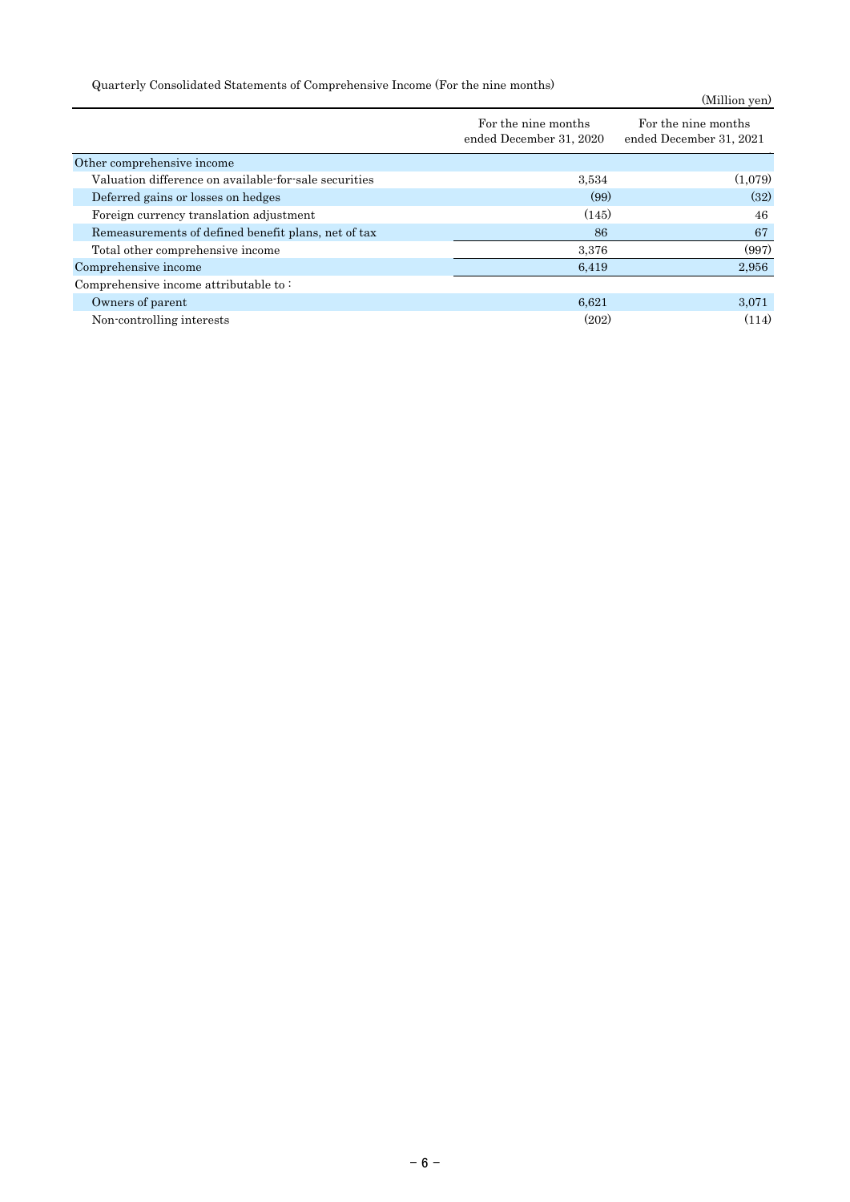Quarterly Consolidated Statements of Comprehensive Income (For the nine months)

(Million yen)

| | For the nine months ended December 31, 2020 | For the nine months ended December 31, 2021 |
|---|---|---|
| Other comprehensive income | | |
| Valuation difference on available-for-sale securities | 3,534 | (1,079) |
| Deferred gains or losses on hedges | (99) | (32) |
| Foreign currency translation adjustment | (145) | 46 |
| Remeasurements of defined benefit plans, net of tax | 86 | 67 |
| Total other comprehensive income | 3,376 | (997) |
| Comprehensive income | 6,419 | 2,956 |
| Comprehensive income attributable to : | | |
| Owners of parent | 6,621 | 3,071 |
| Non-controlling interests | (202) | (114) |